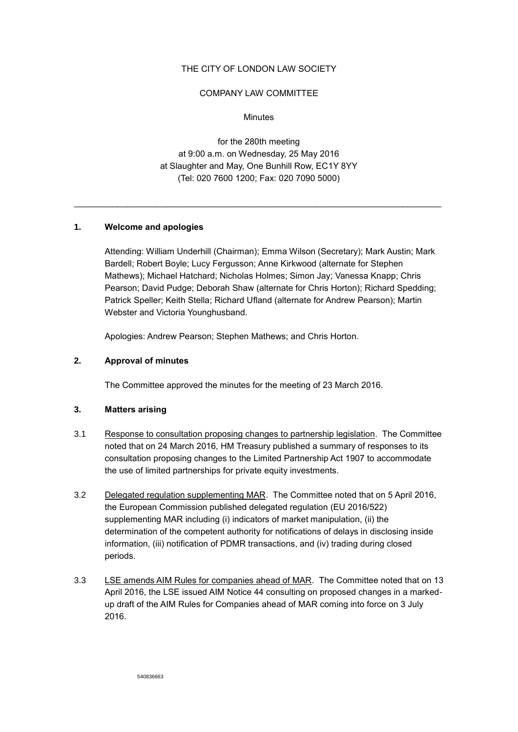THE CITY OF LONDON LAW SOCIETY

COMPANY LAW COMMITTEE

Minutes

for the 280th meeting
at 9:00 a.m. on Wednesday, 25 May 2016
at Slaughter and May, One Bunhill Row, EC1Y 8YY
(Tel: 020 7600 1200; Fax: 020 7090 5000)

---

## 1. Welcome and apologies

Attending: William Underhill (Chairman); Emma Wilson (Secretary); Mark Austin; Mark Bardell; Robert Boyle; Lucy Fergusson; Anne Kirkwood (alternate for Stephen Mathews); Michael Hatchard; Nicholas Holmes; Simon Jay; Vanessa Knapp; Chris Pearson; David Pudge; Deborah Shaw (alternate for Chris Horton); Richard Spedding; Patrick Speller; Keith Stella; Richard Ufland (alternate for Andrew Pearson); Martin Webster and Victoria Younghusband.

Apologies: Andrew Pearson; Stephen Mathews; and Chris Horton.

## 2. Approval of minutes

The Committee approved the minutes for the meeting of 23 March 2016.

## 3. Matters arising

3.1 Response to consultation proposing changes to partnership legislation. The Committee noted that on 24 March 2016, HM Treasury published a summary of responses to its consultation proposing changes to the Limited Partnership Act 1907 to accommodate the use of limited partnerships for private equity investments.

3.2 Delegated regulation supplementing MAR. The Committee noted that on 5 April 2016, the European Commission published delegated regulation (EU 2016/522) supplementing MAR including (i) indicators of market manipulation, (ii) the determination of the competent authority for notifications of delays in disclosing inside information, (iii) notification of PDMR transactions, and (iv) trading during closed periods.

3.3 LSE amends AIM Rules for companies ahead of MAR. The Committee noted that on 13 April 2016, the LSE issued AIM Notice 44 consulting on proposed changes in a marked-up draft of the AIM Rules for Companies ahead of MAR coming into force on 3 July 2016.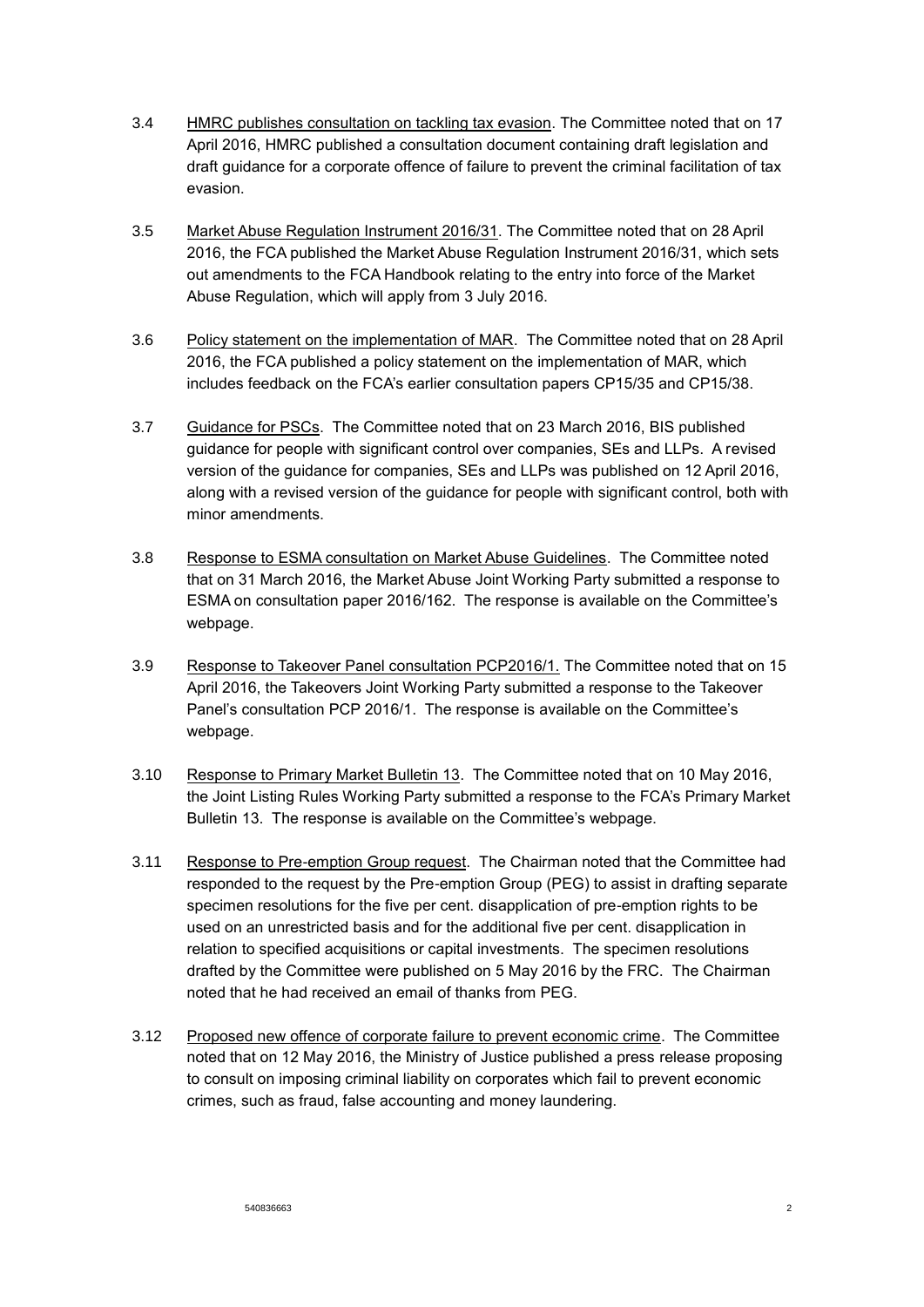3.4 HMRC publishes consultation on tackling tax evasion. The Committee noted that on 17 April 2016, HMRC published a consultation document containing draft legislation and draft guidance for a corporate offence of failure to prevent the criminal facilitation of tax evasion.

3.5 Market Abuse Regulation Instrument 2016/31. The Committee noted that on 28 April 2016, the FCA published the Market Abuse Regulation Instrument 2016/31, which sets out amendments to the FCA Handbook relating to the entry into force of the Market Abuse Regulation, which will apply from 3 July 2016.

3.6 Policy statement on the implementation of MAR. The Committee noted that on 28 April 2016, the FCA published a policy statement on the implementation of MAR, which includes feedback on the FCA's earlier consultation papers CP15/35 and CP15/38.

3.7 Guidance for PSCs. The Committee noted that on 23 March 2016, BIS published guidance for people with significant control over companies, SEs and LLPs. A revised version of the guidance for companies, SEs and LLPs was published on 12 April 2016, along with a revised version of the guidance for people with significant control, both with minor amendments.

3.8 Response to ESMA consultation on Market Abuse Guidelines. The Committee noted that on 31 March 2016, the Market Abuse Joint Working Party submitted a response to ESMA on consultation paper 2016/162. The response is available on the Committee's webpage.

3.9 Response to Takeover Panel consultation PCP2016/1. The Committee noted that on 15 April 2016, the Takeovers Joint Working Party submitted a response to the Takeover Panel's consultation PCP 2016/1. The response is available on the Committee's webpage.

3.10 Response to Primary Market Bulletin 13. The Committee noted that on 10 May 2016, the Joint Listing Rules Working Party submitted a response to the FCA's Primary Market Bulletin 13. The response is available on the Committee's webpage.

3.11 Response to Pre-emption Group request. The Chairman noted that the Committee had responded to the request by the Pre-emption Group (PEG) to assist in drafting separate specimen resolutions for the five per cent. disapplication of pre-emption rights to be used on an unrestricted basis and for the additional five per cent. disapplication in relation to specified acquisitions or capital investments. The specimen resolutions drafted by the Committee were published on 5 May 2016 by the FRC. The Chairman noted that he had received an email of thanks from PEG.

3.12 Proposed new offence of corporate failure to prevent economic crime. The Committee noted that on 12 May 2016, the Ministry of Justice published a press release proposing to consult on imposing criminal liability on corporates which fail to prevent economic crimes, such as fraud, false accounting and money laundering.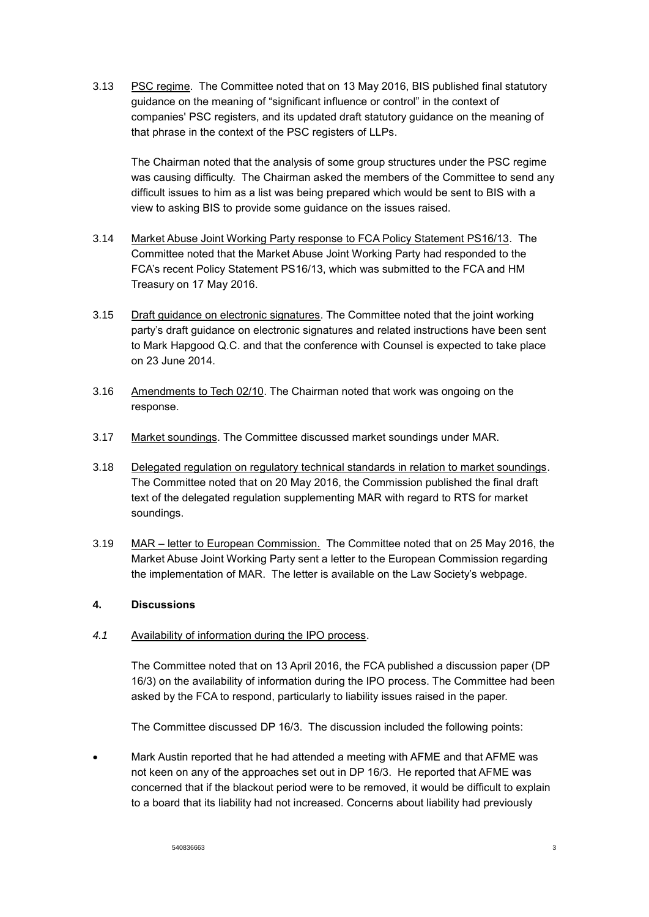3.13 PSC regime. The Committee noted that on 13 May 2016, BIS published final statutory guidance on the meaning of "significant influence or control" in the context of companies' PSC registers, and its updated draft statutory guidance on the meaning of that phrase in the context of the PSC registers of LLPs.

The Chairman noted that the analysis of some group structures under the PSC regime was causing difficulty. The Chairman asked the members of the Committee to send any difficult issues to him as a list was being prepared which would be sent to BIS with a view to asking BIS to provide some guidance on the issues raised.

3.14 Market Abuse Joint Working Party response to FCA Policy Statement PS16/13. The Committee noted that the Market Abuse Joint Working Party had responded to the FCA's recent Policy Statement PS16/13, which was submitted to the FCA and HM Treasury on 17 May 2016.

3.15 Draft guidance on electronic signatures. The Committee noted that the joint working party's draft guidance on electronic signatures and related instructions have been sent to Mark Hapgood Q.C. and that the conference with Counsel is expected to take place on 23 June 2014.

3.16 Amendments to Tech 02/10. The Chairman noted that work was ongoing on the response.

3.17 Market soundings. The Committee discussed market soundings under MAR.

3.18 Delegated regulation on regulatory technical standards in relation to market soundings. The Committee noted that on 20 May 2016, the Commission published the final draft text of the delegated regulation supplementing MAR with regard to RTS for market soundings.

3.19 MAR – letter to European Commission. The Committee noted that on 25 May 2016, the Market Abuse Joint Working Party sent a letter to the European Commission regarding the implementation of MAR. The letter is available on the Law Society's webpage.

## 4. Discussions

*4.1* Availability of information during the IPO process.

The Committee noted that on 13 April 2016, the FCA published a discussion paper (DP 16/3) on the availability of information during the IPO process. The Committee had been asked by the FCA to respond, particularly to liability issues raised in the paper.

The Committee discussed DP 16/3. The discussion included the following points:

- Mark Austin reported that he had attended a meeting with AFME and that AFME was not keen on any of the approaches set out in DP 16/3. He reported that AFME was concerned that if the blackout period were to be removed, it would be difficult to explain to a board that its liability had not increased. Concerns about liability had previously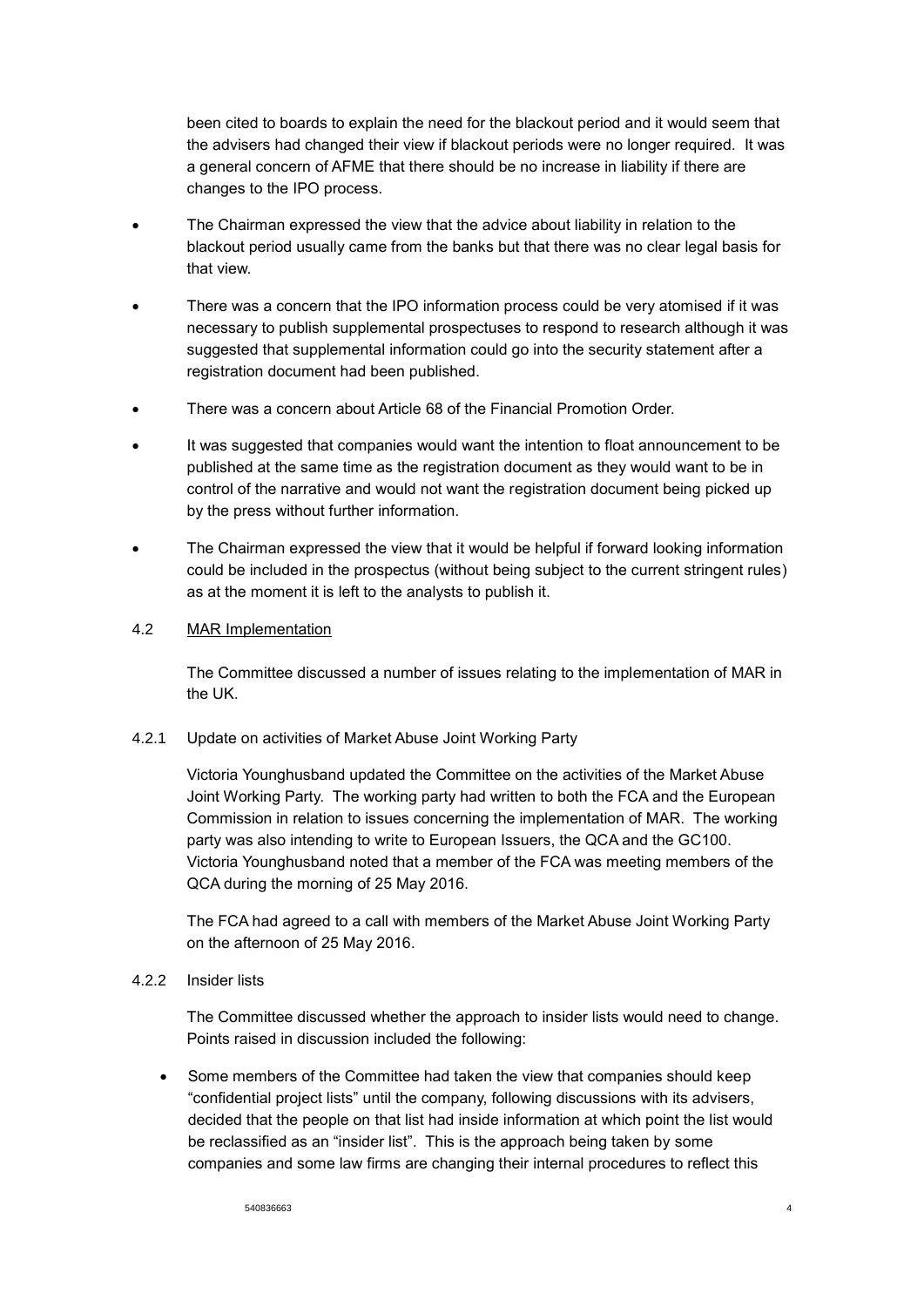been cited to boards to explain the need for the blackout period and it would seem that the advisers had changed their view if blackout periods were no longer required. It was a general concern of AFME that there should be no increase in liability if there are changes to the IPO process.

- The Chairman expressed the view that the advice about liability in relation to the blackout period usually came from the banks but that there was no clear legal basis for that view.
- There was a concern that the IPO information process could be very atomised if it was necessary to publish supplemental prospectuses to respond to research although it was suggested that supplemental information could go into the security statement after a registration document had been published.
- There was a concern about Article 68 of the Financial Promotion Order.
- It was suggested that companies would want the intention to float announcement to be published at the same time as the registration document as they would want to be in control of the narrative and would not want the registration document being picked up by the press without further information.
- The Chairman expressed the view that it would be helpful if forward looking information could be included in the prospectus (without being subject to the current stringent rules) as at the moment it is left to the analysts to publish it.

4.2 <u>MAR Implementation</u>

The Committee discussed a number of issues relating to the implementation of MAR in the UK.

4.2.1 Update on activities of Market Abuse Joint Working Party

Victoria Younghusband updated the Committee on the activities of the Market Abuse Joint Working Party. The working party had written to both the FCA and the European Commission in relation to issues concerning the implementation of MAR. The working party was also intending to write to European Issuers, the QCA and the GC100. Victoria Younghusband noted that a member of the FCA was meeting members of the QCA during the morning of 25 May 2016.

The FCA had agreed to a call with members of the Market Abuse Joint Working Party on the afternoon of 25 May 2016.

4.2.2 Insider lists

The Committee discussed whether the approach to insider lists would need to change. Points raised in discussion included the following:

- Some members of the Committee had taken the view that companies should keep "confidential project lists" until the company, following discussions with its advisers, decided that the people on that list had inside information at which point the list would be reclassified as an "insider list". This is the approach being taken by some companies and some law firms are changing their internal procedures to reflect this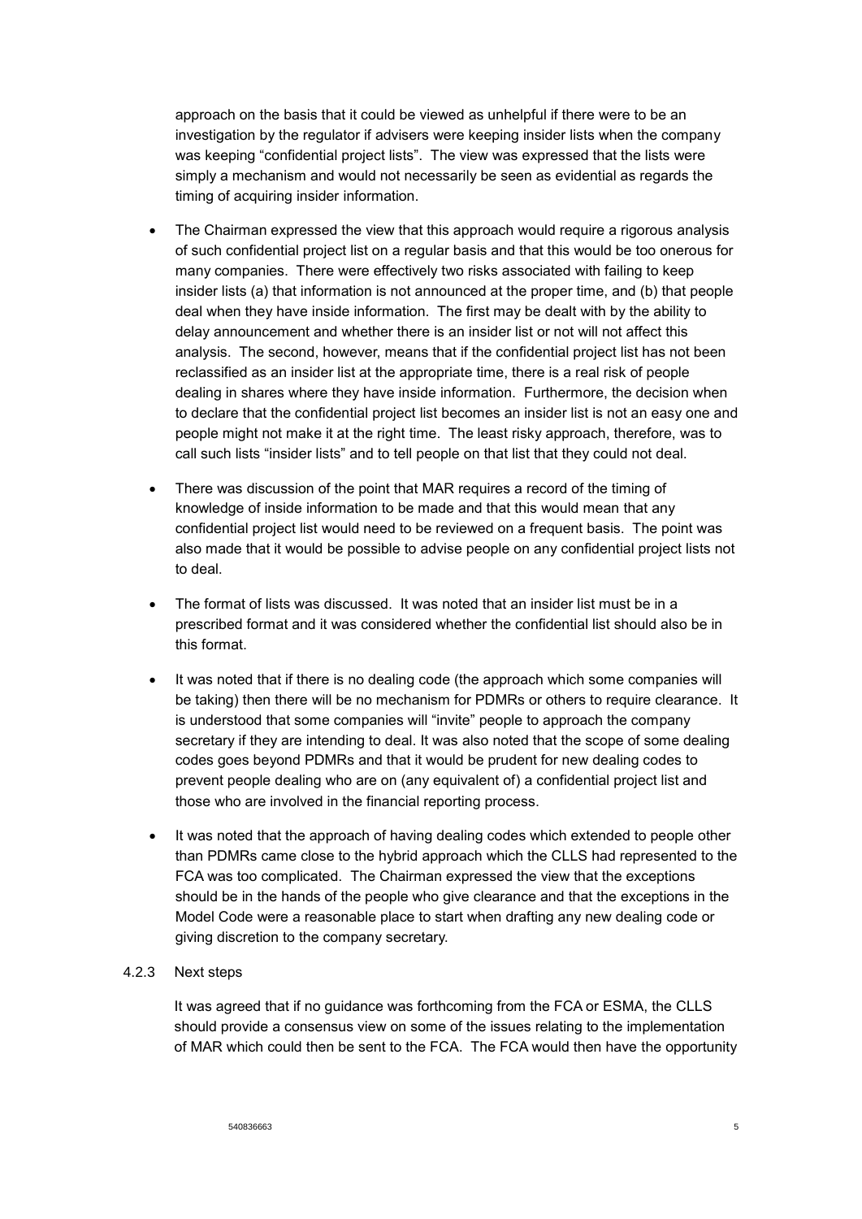approach on the basis that it could be viewed as unhelpful if there were to be an investigation by the regulator if advisers were keeping insider lists when the company was keeping "confidential project lists". The view was expressed that the lists were simply a mechanism and would not necessarily be seen as evidential as regards the timing of acquiring insider information.

- The Chairman expressed the view that this approach would require a rigorous analysis of such confidential project list on a regular basis and that this would be too onerous for many companies. There were effectively two risks associated with failing to keep insider lists (a) that information is not announced at the proper time, and (b) that people deal when they have inside information. The first may be dealt with by the ability to delay announcement and whether there is an insider list or not will not affect this analysis. The second, however, means that if the confidential project list has not been reclassified as an insider list at the appropriate time, there is a real risk of people dealing in shares where they have inside information. Furthermore, the decision when to declare that the confidential project list becomes an insider list is not an easy one and people might not make it at the right time. The least risky approach, therefore, was to call such lists "insider lists" and to tell people on that list that they could not deal.

- There was discussion of the point that MAR requires a record of the timing of knowledge of inside information to be made and that this would mean that any confidential project list would need to be reviewed on a frequent basis. The point was also made that it would be possible to advise people on any confidential project lists not to deal.

- The format of lists was discussed. It was noted that an insider list must be in a prescribed format and it was considered whether the confidential list should also be in this format.

- It was noted that if there is no dealing code (the approach which some companies will be taking) then there will be no mechanism for PDMRs or others to require clearance. It is understood that some companies will "invite" people to approach the company secretary if they are intending to deal. It was also noted that the scope of some dealing codes goes beyond PDMRs and that it would be prudent for new dealing codes to prevent people dealing who are on (any equivalent of) a confidential project list and those who are involved in the financial reporting process.

- It was noted that the approach of having dealing codes which extended to people other than PDMRs came close to the hybrid approach which the CLLS had represented to the FCA was too complicated. The Chairman expressed the view that the exceptions should be in the hands of the people who give clearance and that the exceptions in the Model Code were a reasonable place to start when drafting any new dealing code or giving discretion to the company secretary.

4.2.3 Next steps

It was agreed that if no guidance was forthcoming from the FCA or ESMA, the CLLS should provide a consensus view on some of the issues relating to the implementation of MAR which could then be sent to the FCA. The FCA would then have the opportunity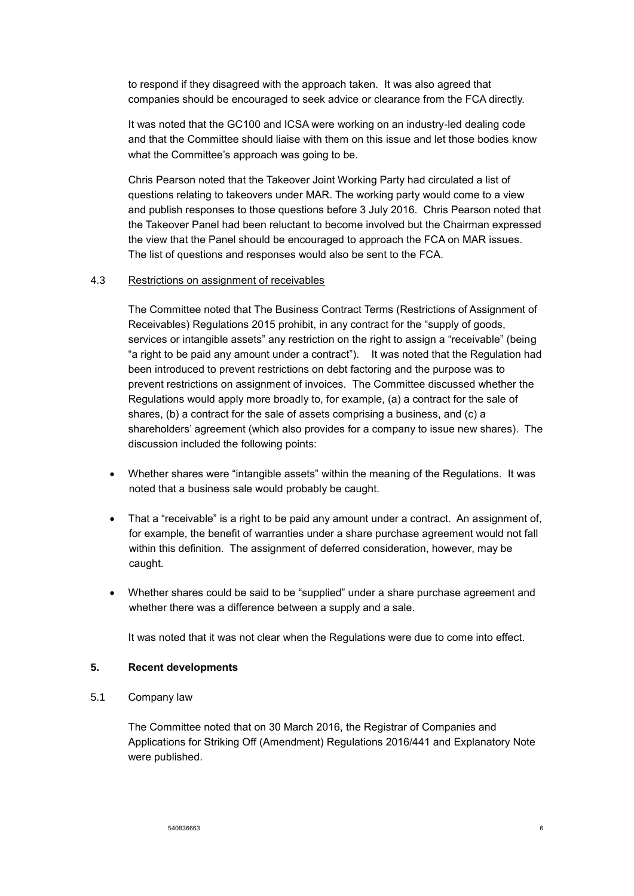to respond if they disagreed with the approach taken. It was also agreed that companies should be encouraged to seek advice or clearance from the FCA directly.

It was noted that the GC100 and ICSA were working on an industry-led dealing code and that the Committee should liaise with them on this issue and let those bodies know what the Committee's approach was going to be.

Chris Pearson noted that the Takeover Joint Working Party had circulated a list of questions relating to takeovers under MAR. The working party would come to a view and publish responses to those questions before 3 July 2016. Chris Pearson noted that the Takeover Panel had been reluctant to become involved but the Chairman expressed the view that the Panel should be encouraged to approach the FCA on MAR issues. The list of questions and responses would also be sent to the FCA.

4.3 Restrictions on assignment of receivables

The Committee noted that The Business Contract Terms (Restrictions of Assignment of Receivables) Regulations 2015 prohibit, in any contract for the "supply of goods, services or intangible assets" any restriction on the right to assign a "receivable" (being "a right to be paid any amount under a contract"). It was noted that the Regulation had been introduced to prevent restrictions on debt factoring and the purpose was to prevent restrictions on assignment of invoices. The Committee discussed whether the Regulations would apply more broadly to, for example, (a) a contract for the sale of shares, (b) a contract for the sale of assets comprising a business, and (c) a shareholders' agreement (which also provides for a company to issue new shares). The discussion included the following points:

- Whether shares were "intangible assets" within the meaning of the Regulations. It was noted that a business sale would probably be caught.
- That a "receivable" is a right to be paid any amount under a contract. An assignment of, for example, the benefit of warranties under a share purchase agreement would not fall within this definition. The assignment of deferred consideration, however, may be caught.
- Whether shares could be said to be "supplied" under a share purchase agreement and whether there was a difference between a supply and a sale.

It was noted that it was not clear when the Regulations were due to come into effect.

**5. Recent developments**

5.1 Company law

The Committee noted that on 30 March 2016, the Registrar of Companies and Applications for Striking Off (Amendment) Regulations 2016/441 and Explanatory Note were published.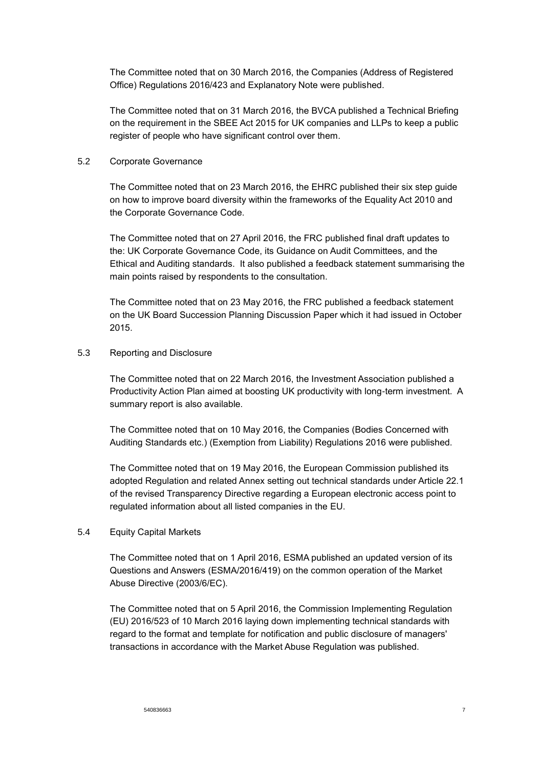The Committee noted that on 30 March 2016, the Companies (Address of Registered Office) Regulations 2016/423 and Explanatory Note were published.

The Committee noted that on 31 March 2016, the BVCA published a Technical Briefing on the requirement in the SBEE Act 2015 for UK companies and LLPs to keep a public register of people who have significant control over them.

5.2 Corporate Governance

The Committee noted that on 23 March 2016, the EHRC published their six step guide on how to improve board diversity within the frameworks of the Equality Act 2010 and the Corporate Governance Code.

The Committee noted that on 27 April 2016, the FRC published final draft updates to the: UK Corporate Governance Code, its Guidance on Audit Committees, and the Ethical and Auditing standards. It also published a feedback statement summarising the main points raised by respondents to the consultation.

The Committee noted that on 23 May 2016, the FRC published a feedback statement on the UK Board Succession Planning Discussion Paper which it had issued in October 2015.

5.3 Reporting and Disclosure

The Committee noted that on 22 March 2016, the Investment Association published a Productivity Action Plan aimed at boosting UK productivity with long-term investment. A summary report is also available.

The Committee noted that on 10 May 2016, the Companies (Bodies Concerned with Auditing Standards etc.) (Exemption from Liability) Regulations 2016 were published.

The Committee noted that on 19 May 2016, the European Commission published its adopted Regulation and related Annex setting out technical standards under Article 22.1 of the revised Transparency Directive regarding a European electronic access point to regulated information about all listed companies in the EU.

5.4 Equity Capital Markets

The Committee noted that on 1 April 2016, ESMA published an updated version of its Questions and Answers (ESMA/2016/419) on the common operation of the Market Abuse Directive (2003/6/EC).

The Committee noted that on 5 April 2016, the Commission Implementing Regulation (EU) 2016/523 of 10 March 2016 laying down implementing technical standards with regard to the format and template for notification and public disclosure of managers' transactions in accordance with the Market Abuse Regulation was published.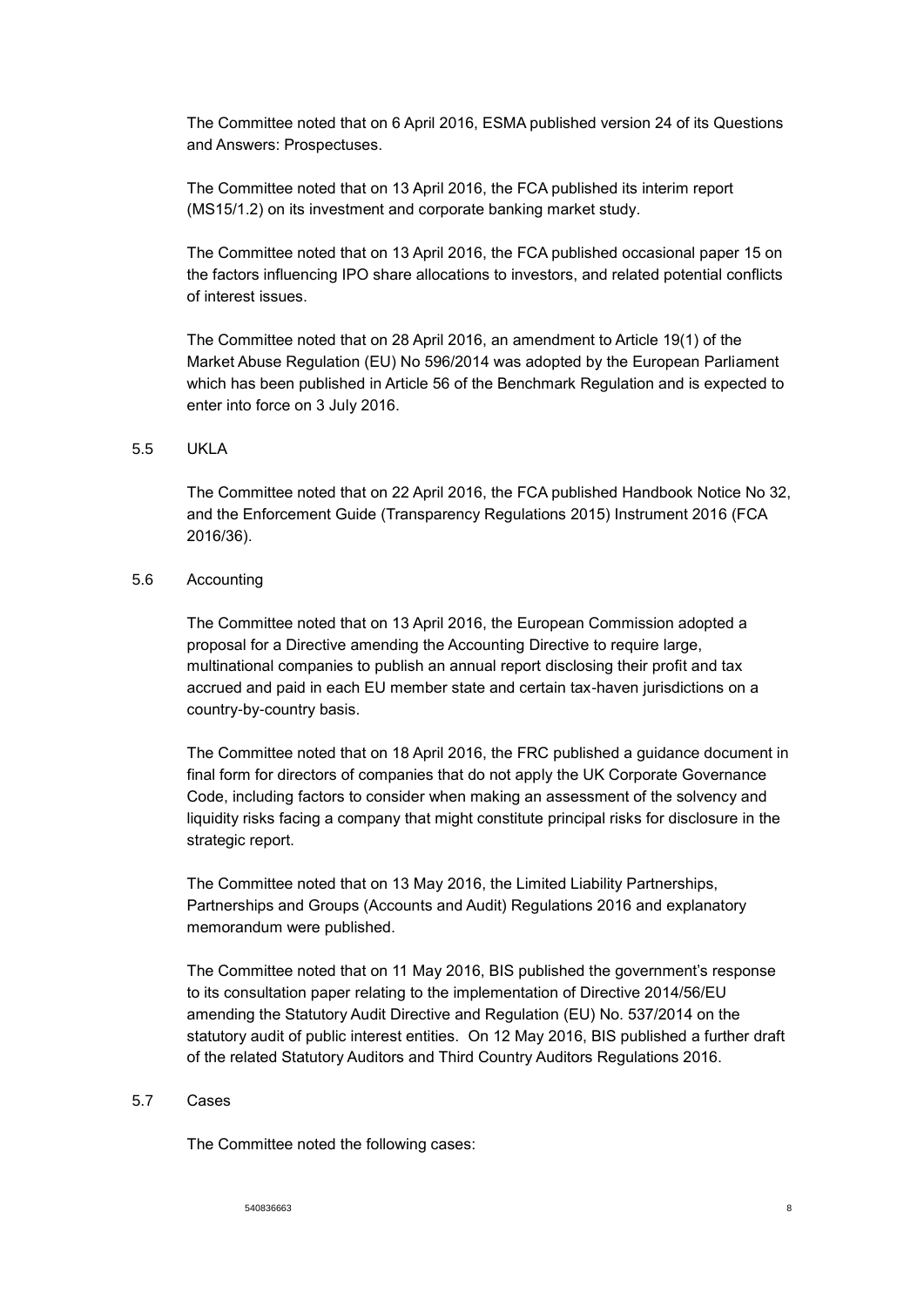The Committee noted that on 6 April 2016, ESMA published version 24 of its Questions and Answers: Prospectuses.

The Committee noted that on 13 April 2016, the FCA published its interim report (MS15/1.2) on its investment and corporate banking market study.

The Committee noted that on 13 April 2016, the FCA published occasional paper 15 on the factors influencing IPO share allocations to investors, and related potential conflicts of interest issues.

The Committee noted that on 28 April 2016, an amendment to Article 19(1) of the Market Abuse Regulation (EU) No 596/2014 was adopted by the European Parliament which has been published in Article 56 of the Benchmark Regulation and is expected to enter into force on 3 July 2016.

5.5 UKLA

The Committee noted that on 22 April 2016, the FCA published Handbook Notice No 32, and the Enforcement Guide (Transparency Regulations 2015) Instrument 2016 (FCA 2016/36).

5.6 Accounting

The Committee noted that on 13 April 2016, the European Commission adopted a proposal for a Directive amending the Accounting Directive to require large, multinational companies to publish an annual report disclosing their profit and tax accrued and paid in each EU member state and certain tax-haven jurisdictions on a country-by-country basis.

The Committee noted that on 18 April 2016, the FRC published a guidance document in final form for directors of companies that do not apply the UK Corporate Governance Code, including factors to consider when making an assessment of the solvency and liquidity risks facing a company that might constitute principal risks for disclosure in the strategic report.

The Committee noted that on 13 May 2016, the Limited Liability Partnerships, Partnerships and Groups (Accounts and Audit) Regulations 2016 and explanatory memorandum were published.

The Committee noted that on 11 May 2016, BIS published the government's response to its consultation paper relating to the implementation of Directive 2014/56/EU amending the Statutory Audit Directive and Regulation (EU) No. 537/2014 on the statutory audit of public interest entities. On 12 May 2016, BIS published a further draft of the related Statutory Auditors and Third Country Auditors Regulations 2016.

5.7 Cases

The Committee noted the following cases: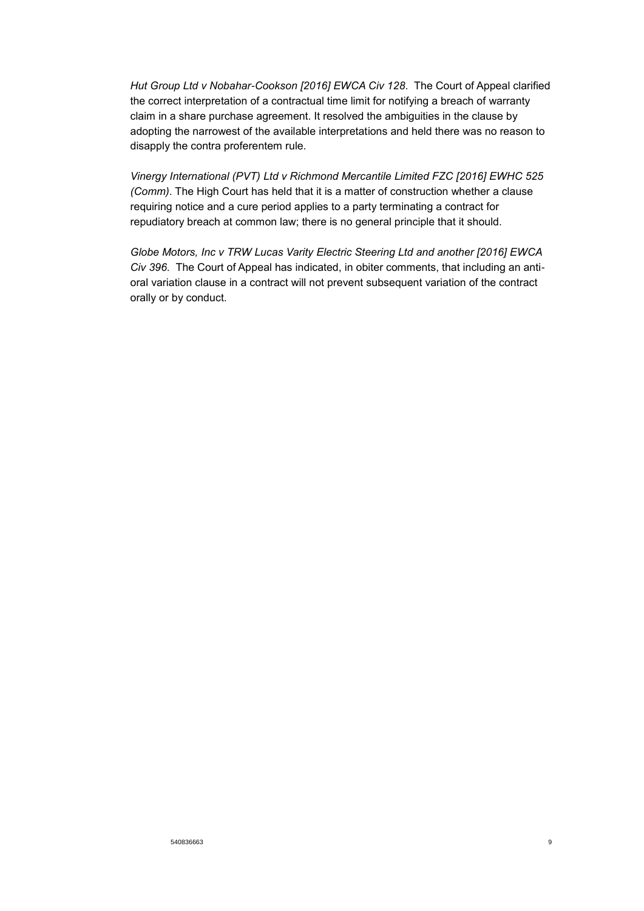*Hut Group Ltd v Nobahar-Cookson [2016] EWCA Civ 128*. The Court of Appeal clarified the correct interpretation of a contractual time limit for notifying a breach of warranty claim in a share purchase agreement. It resolved the ambiguities in the clause by adopting the narrowest of the available interpretations and held there was no reason to disapply the contra proferentem rule.

*Vinergy International (PVT) Ltd v Richmond Mercantile Limited FZC [2016] EWHC 525 (Comm)*. The High Court has held that it is a matter of construction whether a clause requiring notice and a cure period applies to a party terminating a contract for repudiatory breach at common law; there is no general principle that it should.

*Globe Motors, Inc v TRW Lucas Varity Electric Steering Ltd and another [2016] EWCA Civ 396*. The Court of Appeal has indicated, in obiter comments, that including an anti-oral variation clause in a contract will not prevent subsequent variation of the contract orally or by conduct.

540836663